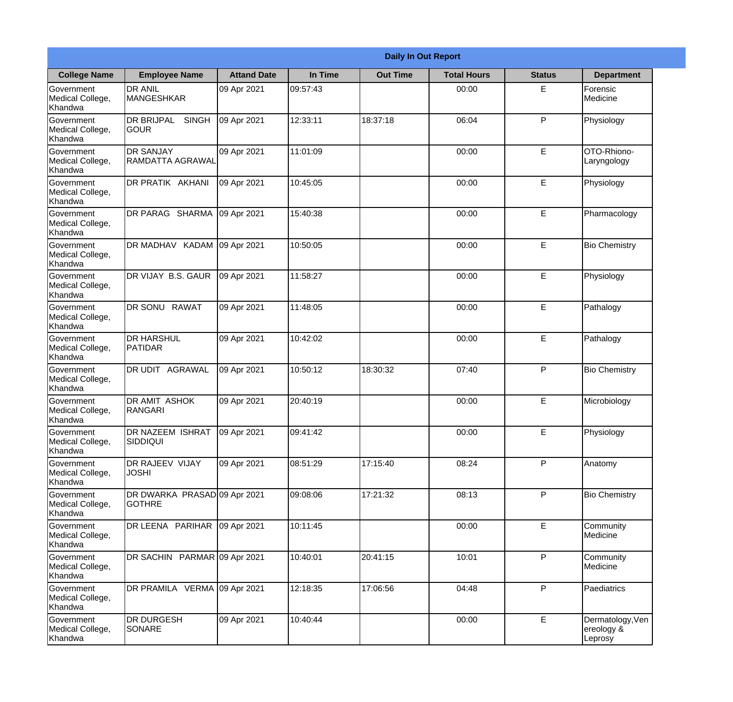| Daily In Out Report | | | | | | | |
|---|---|---|---|---|---|---|---|
| **College Name** | **Employee Name** | **Attand Date** | **In Time** | **Out Time** | **Total Hours** | **Status** | **Department** |
| Government Medical College, Khandwa | DR ANIL MANGESHKAR | 09 Apr 2021 | 09:57:43 | | 00:00 | E | Forensic Medicine |
| Government Medical College, Khandwa | DR BRIJPAL SINGH GOUR | 09 Apr 2021 | 12:33:11 | 18:37:18 | 06:04 | P | Physiology |
| Government Medical College, Khandwa | DR SANJAY RAMDATTA AGRAWAL | 09 Apr 2021 | 11:01:09 | | 00:00 | E | OTO-Rhiono-Laryngology |
| Government Medical College, Khandwa | DR PRATIK AKHANI | 09 Apr 2021 | 10:45:05 | | 00:00 | E | Physiology |
| Government Medical College, Khandwa | DR PARAG SHARMA | 09 Apr 2021 | 15:40:38 | | 00:00 | E | Pharmacology |
| Government Medical College, Khandwa | DR MADHAV KADAM | 09 Apr 2021 | 10:50:05 | | 00:00 | E | Bio Chemistry |
| Government Medical College, Khandwa | DR VIJAY B.S. GAUR | 09 Apr 2021 | 11:58:27 | | 00:00 | E | Physiology |
| Government Medical College, Khandwa | DR SONU RAWAT | 09 Apr 2021 | 11:48:05 | | 00:00 | E | Pathalogy |
| Government Medical College, Khandwa | DR HARSHUL PATIDAR | 09 Apr 2021 | 10:42:02 | | 00:00 | E | Pathalogy |
| Government Medical College, Khandwa | DR UDIT AGRAWAL | 09 Apr 2021 | 10:50:12 | 18:30:32 | 07:40 | P | Bio Chemistry |
| Government Medical College, Khandwa | DR AMIT ASHOK RANGARI | 09 Apr 2021 | 20:40:19 | | 00:00 | E | Microbiology |
| Government Medical College, Khandwa | DR NAZEEM ISHRAT SIDDIQUI | 09 Apr 2021 | 09:41:42 | | 00:00 | E | Physiology |
| Government Medical College, Khandwa | DR RAJEEV VIJAY JOSHI | 09 Apr 2021 | 08:51:29 | 17:15:40 | 08:24 | P | Anatomy |
| Government Medical College, Khandwa | DR DWARKA PRASAD GOTHRE | 09 Apr 2021 | 09:08:06 | 17:21:32 | 08:13 | P | Bio Chemistry |
| Government Medical College, Khandwa | DR LEENA PARIHAR | 09 Apr 2021 | 10:11:45 | | 00:00 | E | Community Medicine |
| Government Medical College, Khandwa | DR SACHIN PARMAR | 09 Apr 2021 | 10:40:01 | 20:41:15 | 10:01 | P | Community Medicine |
| Government Medical College, Khandwa | DR PRAMILA VERMA | 09 Apr 2021 | 12:18:35 | 17:06:56 | 04:48 | P | Paediatrics |
| Government Medical College, Khandwa | DR DURGESH SONARE | 09 Apr 2021 | 10:40:44 | | 00:00 | E | Dermatology,Venereology & Leprosy |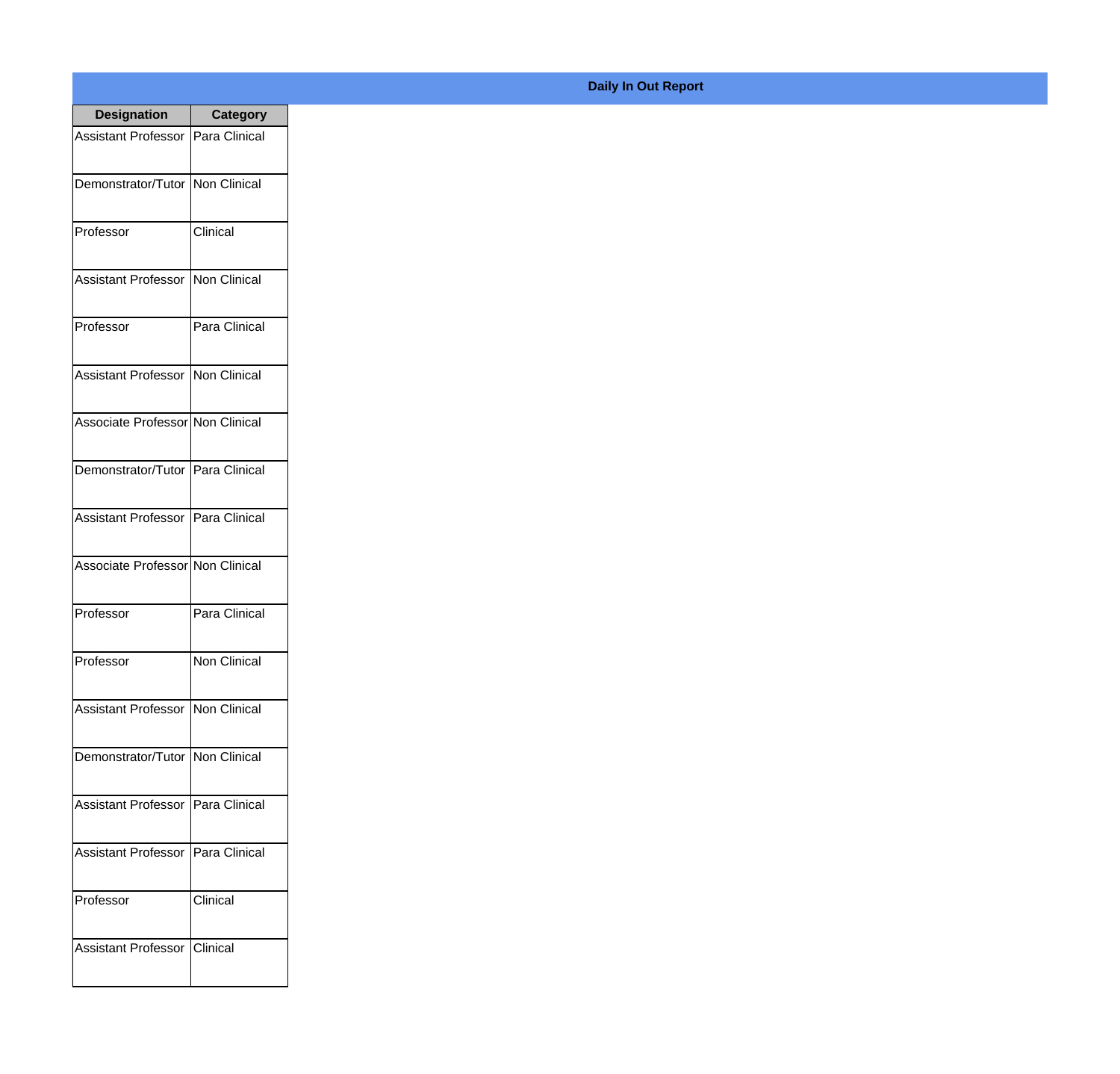**Daily In Out Report**

| Designation | Category |
|---|---|
| Assistant Professor | Para Clinical |
| Demonstrator/Tutor | Non Clinical |
| Professor | Clinical |
| Assistant Professor | Non Clinical |
| Professor | Para Clinical |
| Assistant Professor | Non Clinical |
| Associate Professor | Non Clinical |
| Demonstrator/Tutor | Para Clinical |
| Assistant Professor | Para Clinical |
| Associate Professor | Non Clinical |
| Professor | Para Clinical |
| Professor | Non Clinical |
| Assistant Professor | Non Clinical |
| Demonstrator/Tutor | Non Clinical |
| Assistant Professor | Para Clinical |
| Assistant Professor | Para Clinical |
| Professor | Clinical |
| Assistant Professor | Clinical |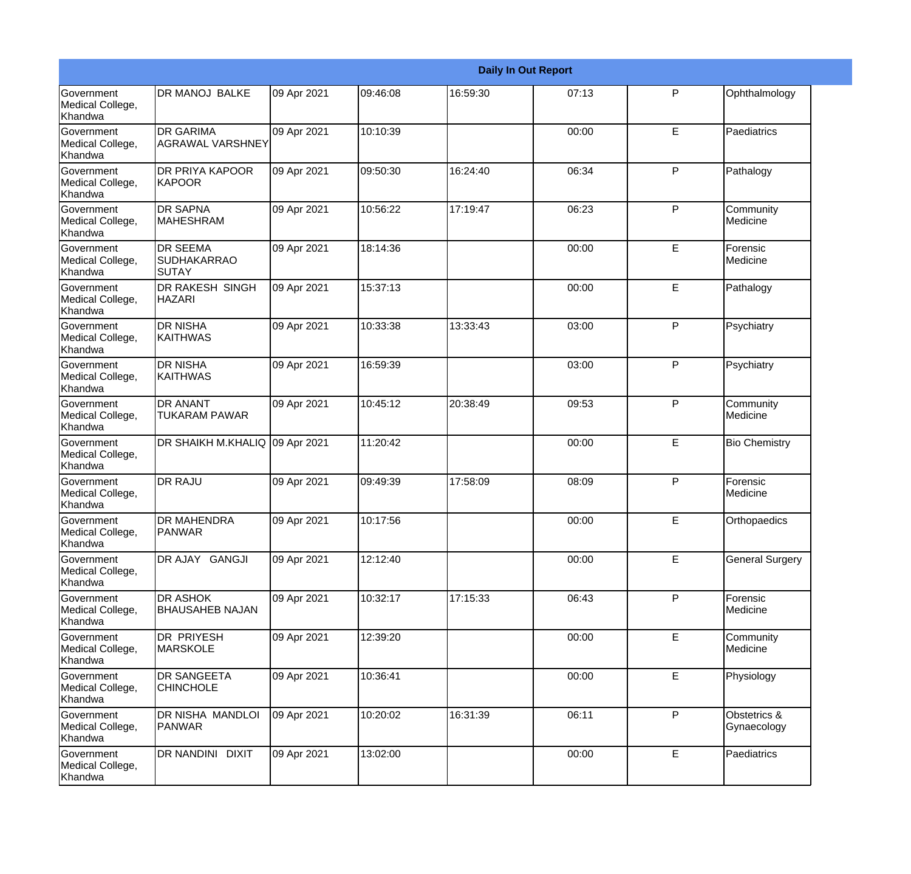| Daily In Out Report | | | | | | | |
|---|---|---|---|---|---|---|---|
| Government Medical College, Khandwa | DR MANOJ BALKE | 09 Apr 2021 | 09:46:08 | 16:59:30 | 07:13 | P | Ophthalmology |
| Government Medical College, Khandwa | DR GARIMA AGRAWAL VARSHNEY | 09 Apr 2021 | 10:10:39 | | 00:00 | E | Paediatrics |
| Government Medical College, Khandwa | DR PRIYA KAPOOR KAPOOR | 09 Apr 2021 | 09:50:30 | 16:24:40 | 06:34 | P | Pathalogy |
| Government Medical College, Khandwa | DR SAPNA MAHESHRAM | 09 Apr 2021 | 10:56:22 | 17:19:47 | 06:23 | P | Community Medicine |
| Government Medical College, Khandwa | DR SEEMA SUDHAKARRAO SUTAY | 09 Apr 2021 | 18:14:36 | | 00:00 | E | Forensic Medicine |
| Government Medical College, Khandwa | DR RAKESH SINGH HAZARI | 09 Apr 2021 | 15:37:13 | | 00:00 | E | Pathalogy |
| Government Medical College, Khandwa | DR NISHA KAITHWAS | 09 Apr 2021 | 10:33:38 | 13:33:43 | 03:00 | P | Psychiatry |
| Government Medical College, Khandwa | DR NISHA KAITHWAS | 09 Apr 2021 | 16:59:39 | | 03:00 | P | Psychiatry |
| Government Medical College, Khandwa | DR ANANT TUKARAM PAWAR | 09 Apr 2021 | 10:45:12 | 20:38:49 | 09:53 | P | Community Medicine |
| Government Medical College, Khandwa | DR SHAIKH M.KHALIQ | 09 Apr 2021 | 11:20:42 | | 00:00 | E | Bio Chemistry |
| Government Medical College, Khandwa | DR RAJU | 09 Apr 2021 | 09:49:39 | 17:58:09 | 08:09 | P | Forensic Medicine |
| Government Medical College, Khandwa | DR MAHENDRA PANWAR | 09 Apr 2021 | 10:17:56 | | 00:00 | E | Orthopaedics |
| Government Medical College, Khandwa | DR AJAY GANGJI | 09 Apr 2021 | 12:12:40 | | 00:00 | E | General Surgery |
| Government Medical College, Khandwa | DR ASHOK BHAUSAHEB NAJAN | 09 Apr 2021 | 10:32:17 | 17:15:33 | 06:43 | P | Forensic Medicine |
| Government Medical College, Khandwa | DR PRIYESH MARSKOLE | 09 Apr 2021 | 12:39:20 | | 00:00 | E | Community Medicine |
| Government Medical College, Khandwa | DR SANGEETA CHINCHOLE | 09 Apr 2021 | 10:36:41 | | 00:00 | E | Physiology |
| Government Medical College, Khandwa | DR NISHA MANDLOI PANWAR | 09 Apr 2021 | 10:20:02 | 16:31:39 | 06:11 | P | Obstetrics & Gynaecology |
| Government Medical College, Khandwa | DR NANDINI DIXIT | 09 Apr 2021 | 13:02:00 | | 00:00 | E | Paediatrics |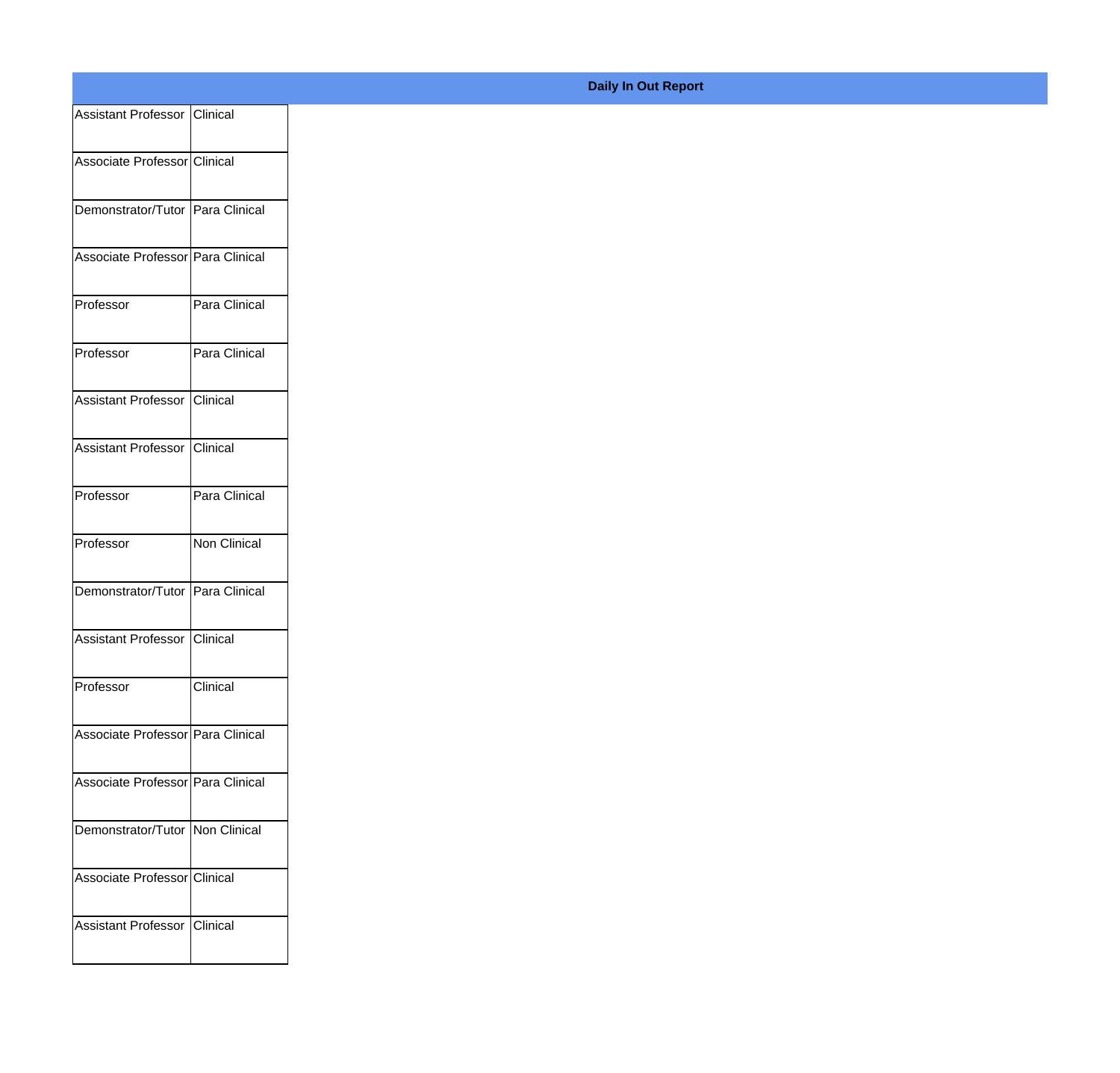**Daily In Out Report**

| | |
|---|---|
| Assistant Professor | Clinical |
| Associate Professor | Clinical |
| Demonstrator/Tutor | Para Clinical |
| Associate Professor | Para Clinical |
| Professor | Para Clinical |
| Professor | Para Clinical |
| Assistant Professor | Clinical |
| Assistant Professor | Clinical |
| Professor | Para Clinical |
| Professor | Non Clinical |
| Demonstrator/Tutor | Para Clinical |
| Assistant Professor | Clinical |
| Professor | Clinical |
| Associate Professor | Para Clinical |
| Associate Professor | Para Clinical |
| Demonstrator/Tutor | Non Clinical |
| Associate Professor | Clinical |
| Assistant Professor | Clinical |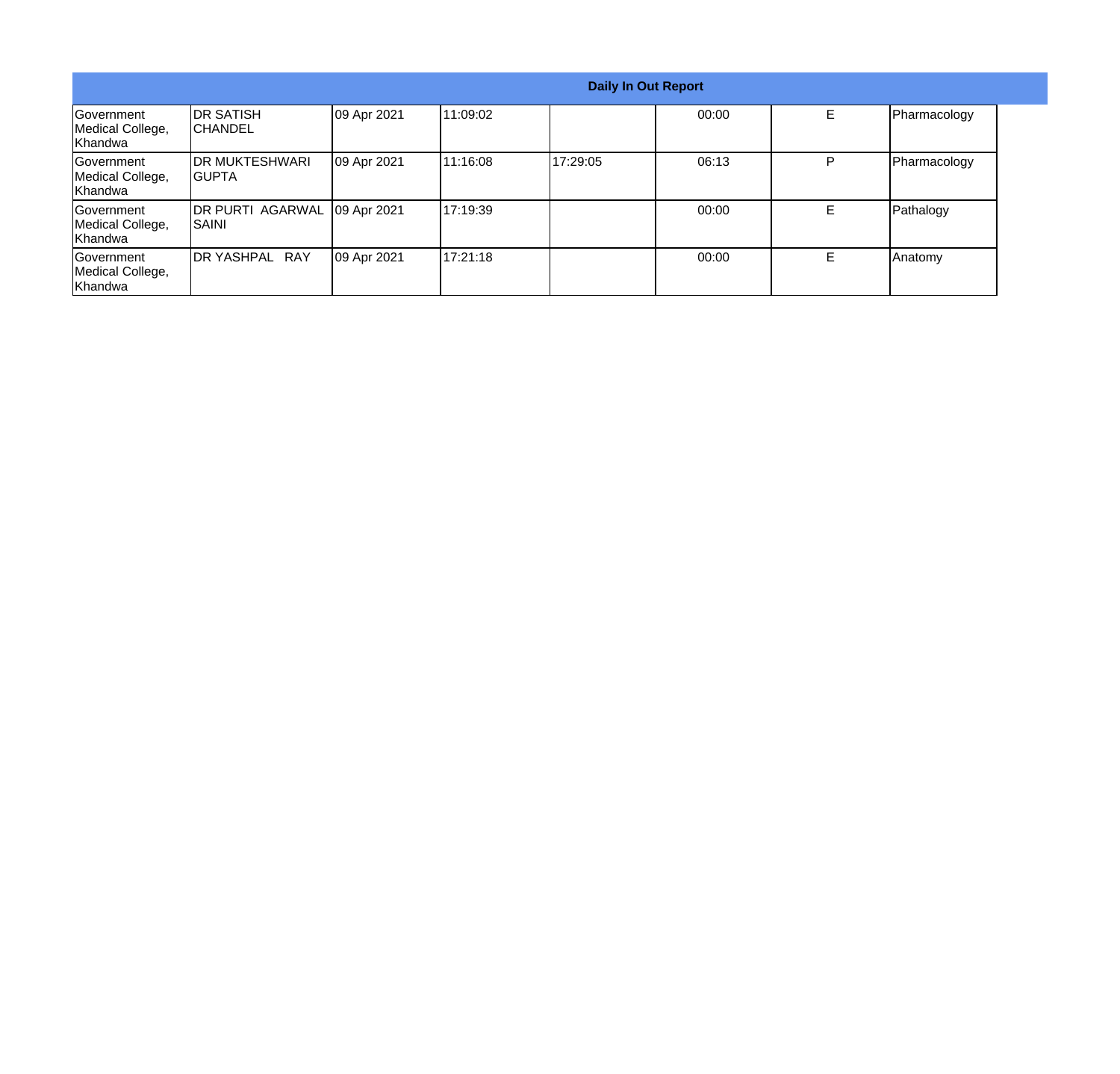| Daily In Out Report | | | | | | | |
|---|---|---|---|---|---|---|---|
| Government Medical College, Khandwa | DR SATISH CHANDEL | 09 Apr 2021 | 11:09:02 | | 00:00 | E | Pharmacology |
| Government Medical College, Khandwa | DR MUKTESHWARI GUPTA | 09 Apr 2021 | 11:16:08 | 17:29:05 | 06:13 | P | Pharmacology |
| Government Medical College, Khandwa | DR PURTI AGARWAL SAINI | 09 Apr 2021 | 17:19:39 | | 00:00 | E | Pathalogy |
| Government Medical College, Khandwa | DR YASHPAL RAY | 09 Apr 2021 | 17:21:18 | | 00:00 | E | Anatomy |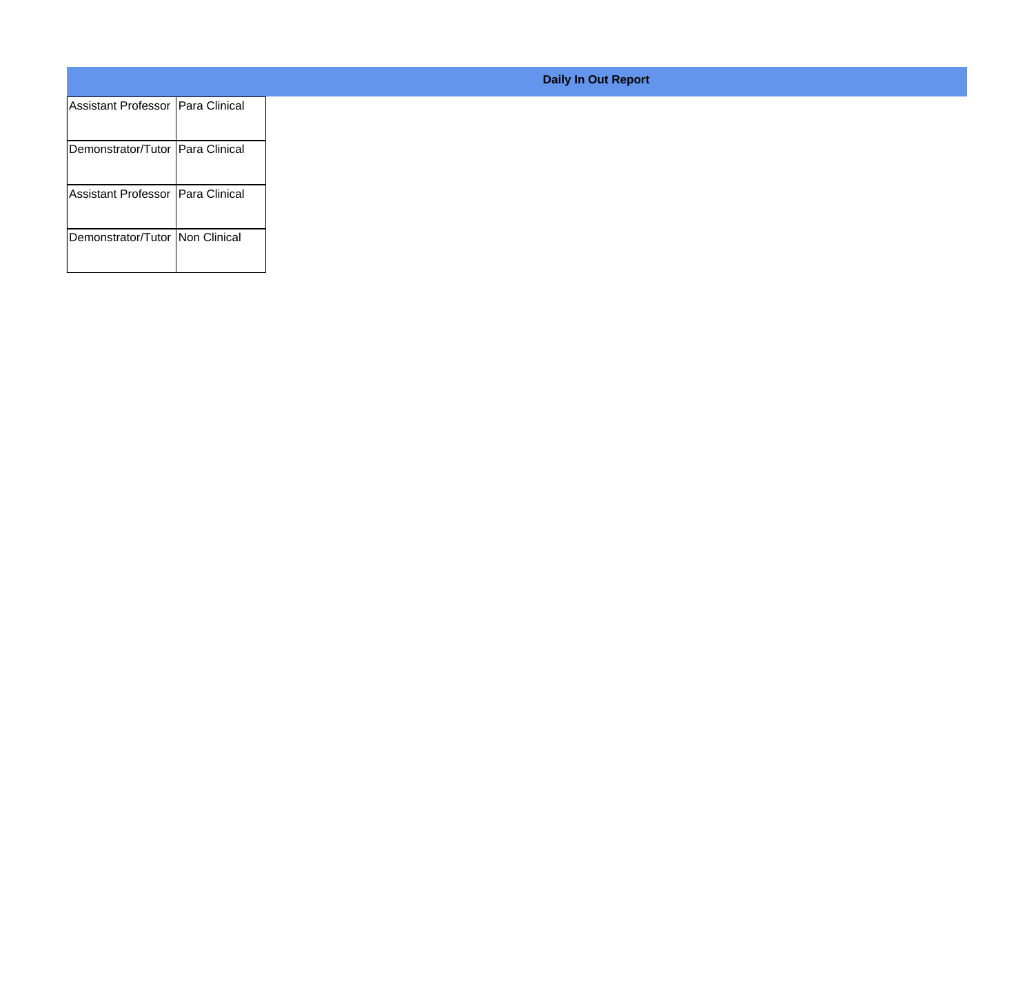**Daily In Out Report**

| | |
|---|---|
| Assistant Professor | Para Clinical |
| Demonstrator/Tutor | Para Clinical |
| Assistant Professor | Para Clinical |
| Demonstrator/Tutor | Non Clinical |